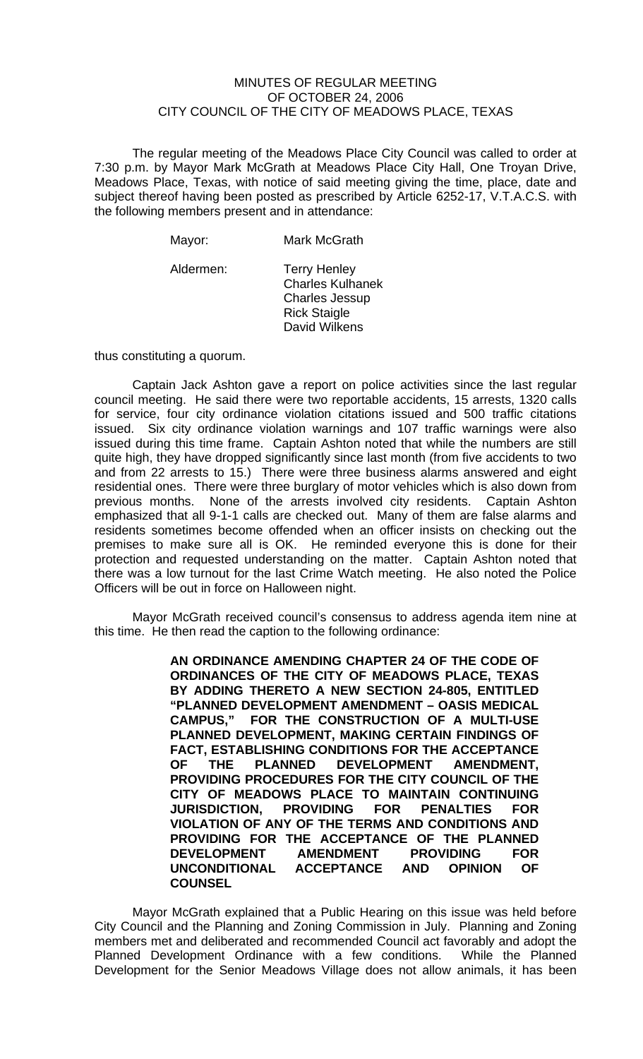# MINUTES OF REGULAR MEETING OF OCTOBER 24, 2006 CITY COUNCIL OF THE CITY OF MEADOWS PLACE, TEXAS

The regular meeting of the Meadows Place City Council was called to order at 7:30 p.m. by Mayor Mark McGrath at Meadows Place City Hall, One Troyan Drive, Meadows Place, Texas, with notice of said meeting giving the time, place, date and subject thereof having been posted as prescribed by Article 6252-17, V.T.A.C.S. with the following members present and in attendance:

| | |
|---|---|
| Mayor: | Mark McGrath |
| Aldermen: | Terry Henley |
| | Charles Kulhanek |
| | Charles Jessup |
| | Rick Staigle |
| | David Wilkens |

thus constituting a quorum.

Captain Jack Ashton gave a report on police activities since the last regular council meeting. He said there were two reportable accidents, 15 arrests, 1320 calls for service, four city ordinance violation citations issued and 500 traffic citations issued. Six city ordinance violation warnings and 107 traffic warnings were also issued during this time frame. Captain Ashton noted that while the numbers are still quite high, they have dropped significantly since last month (from five accidents to two and from 22 arrests to 15.) There were three business alarms answered and eight residential ones. There were three burglary of motor vehicles which is also down from previous months. None of the arrests involved city residents. Captain Ashton emphasized that all 9-1-1 calls are checked out. Many of them are false alarms and residents sometimes become offended when an officer insists on checking out the premises to make sure all is OK. He reminded everyone this is done for their protection and requested understanding on the matter. Captain Ashton noted that there was a low turnout for the last Crime Watch meeting. He also noted the Police Officers will be out in force on Halloween night.

Mayor McGrath received council's consensus to address agenda item nine at this time. He then read the caption to the following ordinance:

> **AN ORDINANCE AMENDING CHAPTER 24 OF THE CODE OF ORDINANCES OF THE CITY OF MEADOWS PLACE, TEXAS BY ADDING THERETO A NEW SECTION 24-805, ENTITLED "PLANNED DEVELOPMENT AMENDMENT – OASIS MEDICAL CAMPUS," FOR THE CONSTRUCTION OF A MULTI-USE PLANNED DEVELOPMENT, MAKING CERTAIN FINDINGS OF FACT, ESTABLISHING CONDITIONS FOR THE ACCEPTANCE OF THE PLANNED DEVELOPMENT AMENDMENT, PROVIDING PROCEDURES FOR THE CITY COUNCIL OF THE CITY OF MEADOWS PLACE TO MAINTAIN CONTINUING JURISDICTION, PROVIDING FOR PENALTIES FOR VIOLATION OF ANY OF THE TERMS AND CONDITIONS AND PROVIDING FOR THE ACCEPTANCE OF THE PLANNED DEVELOPMENT AMENDMENT PROVIDING FOR UNCONDITIONAL ACCEPTANCE AND OPINION OF COUNSEL**

Mayor McGrath explained that a Public Hearing on this issue was held before City Council and the Planning and Zoning Commission in July. Planning and Zoning members met and deliberated and recommended Council act favorably and adopt the Planned Development Ordinance with a few conditions. While the Planned Development for the Senior Meadows Village does not allow animals, it has been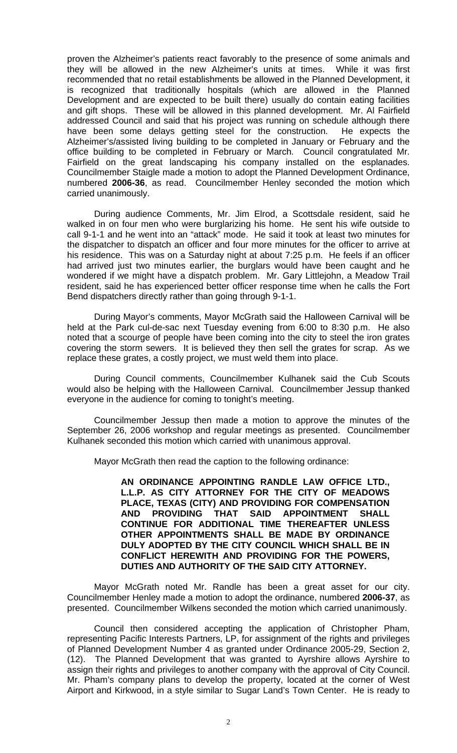proven the Alzheimer's patients react favorably to the presence of some animals and they will be allowed in the new Alzheimer's units at times. While it was first recommended that no retail establishments be allowed in the Planned Development, it is recognized that traditionally hospitals (which are allowed in the Planned Development and are expected to be built there) usually do contain eating facilities and gift shops. These will be allowed in this planned development. Mr. Al Fairfield addressed Council and said that his project was running on schedule although there have been some delays getting steel for the construction. He expects the Alzheimer's/assisted living building to be completed in January or February and the office building to be completed in February or March. Council congratulated Mr. Fairfield on the great landscaping his company installed on the esplanades. Councilmember Staigle made a motion to adopt the Planned Development Ordinance, numbered **2006-36**, as read. Councilmember Henley seconded the motion which carried unanimously.

During audience Comments, Mr. Jim Elrod, a Scottsdale resident, said he walked in on four men who were burglarizing his home. He sent his wife outside to call 9-1-1 and he went into an "attack" mode. He said it took at least two minutes for the dispatcher to dispatch an officer and four more minutes for the officer to arrive at his residence. This was on a Saturday night at about 7:25 p.m. He feels if an officer had arrived just two minutes earlier, the burglars would have been caught and he wondered if we might have a dispatch problem. Mr. Gary Littlejohn, a Meadow Trail resident, said he has experienced better officer response time when he calls the Fort Bend dispatchers directly rather than going through 9-1-1.

During Mayor's comments, Mayor McGrath said the Halloween Carnival will be held at the Park cul-de-sac next Tuesday evening from 6:00 to 8:30 p.m. He also noted that a scourge of people have been coming into the city to steel the iron grates covering the storm sewers. It is believed they then sell the grates for scrap. As we replace these grates, a costly project, we must weld them into place.

During Council comments, Councilmember Kulhanek said the Cub Scouts would also be helping with the Halloween Carnival. Councilmember Jessup thanked everyone in the audience for coming to tonight's meeting.

Councilmember Jessup then made a motion to approve the minutes of the September 26, 2006 workshop and regular meetings as presented. Councilmember Kulhanek seconded this motion which carried with unanimous approval.

Mayor McGrath then read the caption to the following ordinance:

> **AN ORDINANCE APPOINTING RANDLE LAW OFFICE LTD., L.L.P. AS CITY ATTORNEY FOR THE CITY OF MEADOWS PLACE, TEXAS (CITY) AND PROVIDING FOR COMPENSATION AND PROVIDING THAT SAID APPOINTMENT SHALL CONTINUE FOR ADDITIONAL TIME THEREAFTER UNLESS OTHER APPOINTMENTS SHALL BE MADE BY ORDINANCE DULY ADOPTED BY THE CITY COUNCIL WHICH SHALL BE IN CONFLICT HEREWITH AND PROVIDING FOR THE POWERS, DUTIES AND AUTHORITY OF THE SAID CITY ATTORNEY.**

Mayor McGrath noted Mr. Randle has been a great asset for our city. Councilmember Henley made a motion to adopt the ordinance, numbered **2006-37**, as presented. Councilmember Wilkens seconded the motion which carried unanimously.

Council then considered accepting the application of Christopher Pham, representing Pacific Interests Partners, LP, for assignment of the rights and privileges of Planned Development Number 4 as granted under Ordinance 2005-29, Section 2, (12). The Planned Development that was granted to Ayrshire allows Ayrshire to assign their rights and privileges to another company with the approval of City Council. Mr. Pham's company plans to develop the property, located at the corner of West Airport and Kirkwood, in a style similar to Sugar Land's Town Center. He is ready to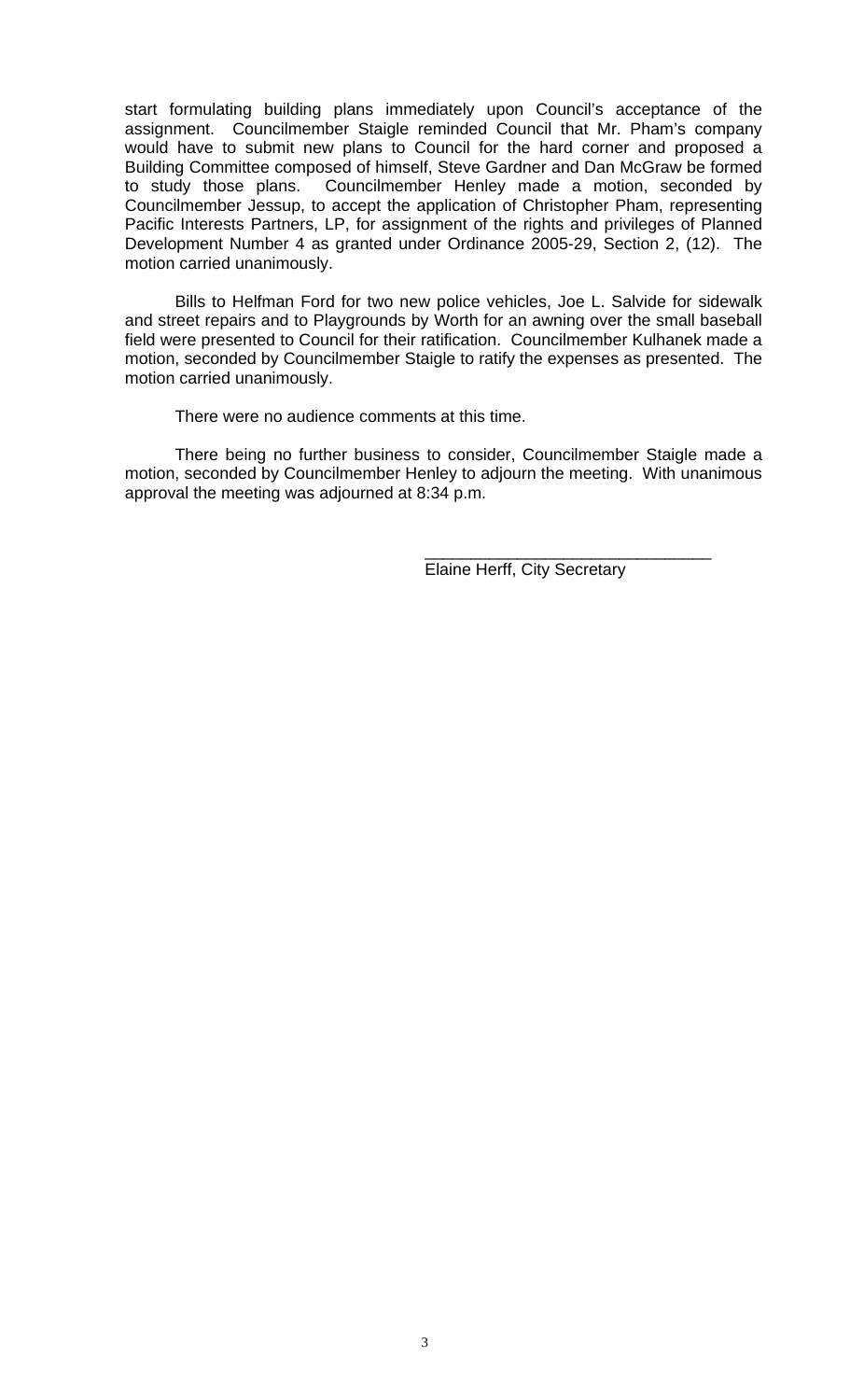start formulating building plans immediately upon Council's acceptance of the assignment. Councilmember Staigle reminded Council that Mr. Pham's company would have to submit new plans to Council for the hard corner and proposed a Building Committee composed of himself, Steve Gardner and Dan McGraw be formed to study those plans. Councilmember Henley made a motion, seconded by Councilmember Jessup, to accept the application of Christopher Pham, representing Pacific Interests Partners, LP, for assignment of the rights and privileges of Planned Development Number 4 as granted under Ordinance 2005-29, Section 2, (12). The motion carried unanimously.

Bills to Helfman Ford for two new police vehicles, Joe L. Salvide for sidewalk and street repairs and to Playgrounds by Worth for an awning over the small baseball field were presented to Council for their ratification. Councilmember Kulhanek made a motion, seconded by Councilmember Staigle to ratify the expenses as presented. The motion carried unanimously.

There were no audience comments at this time.

There being no further business to consider, Councilmember Staigle made a motion, seconded by Councilmember Henley to adjourn the meeting. With unanimous approval the meeting was adjourned at 8:34 p.m.

_______________________________
Elaine Herff, City Secretary